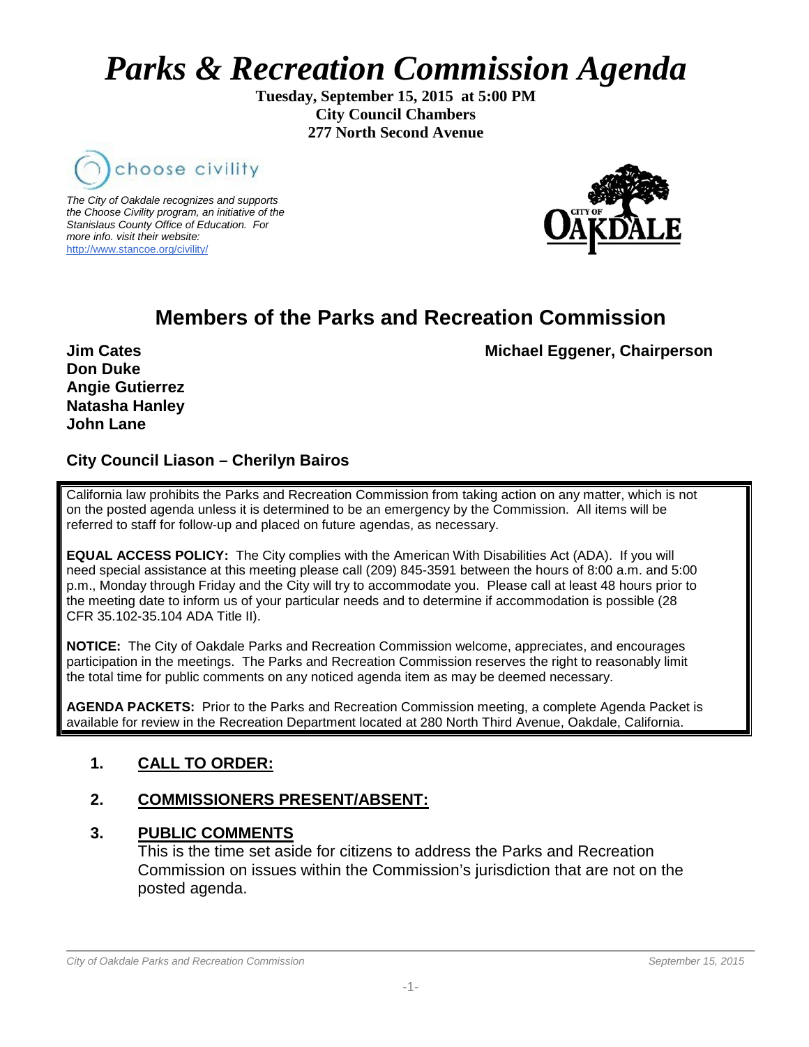# Parks & Recreation Commission Agenda

**Tuesday, September 15, 2015 at 5:00 PM**
**City Council Chambers**
**277 North Second Avenue**

choose civility

*The City of Oakdale recognizes and supports the Choose Civility program, an initiative of the Stanislaus County Office of Education. For more info. visit their website:* http://www.stancoe.org/civility/

CITY OF OAKDALE

## Members of the Parks and Recreation Commission

**Michael Eggener, Chairperson**

**Jim Cates**
**Don Duke**
**Angie Gutierrez**
**Natasha Hanley**
**John Lane**

**City Council Liason – Cherilyn Bairos**

California law prohibits the Parks and Recreation Commission from taking action on any matter, which is not on the posted agenda unless it is determined to be an emergency by the Commission. All items will be referred to staff for follow-up and placed on future agendas, as necessary.

**EQUAL ACCESS POLICY:** The City complies with the American With Disabilities Act (ADA). If you will need special assistance at this meeting please call (209) 845-3591 between the hours of 8:00 a.m. and 5:00 p.m., Monday through Friday and the City will try to accommodate you. Please call at least 48 hours prior to the meeting date to inform us of your particular needs and to determine if accommodation is possible (28 CFR 35.102-35.104 ADA Title II).

**NOTICE:** The City of Oakdale Parks and Recreation Commission welcome, appreciates, and encourages participation in the meetings. The Parks and Recreation Commission reserves the right to reasonably limit the total time for public comments on any noticed agenda item as may be deemed necessary.

**AGENDA PACKETS:** Prior to the Parks and Recreation Commission meeting, a complete Agenda Packet is available for review in the Recreation Department located at 280 North Third Avenue, Oakdale, California.

1. **CALL TO ORDER:**

2. **COMMISSIONERS PRESENT/ABSENT:**

3. **PUBLIC COMMENTS**

   This is the time set aside for citizens to address the Parks and Recreation Commission on issues within the Commission's jurisdiction that are not on the posted agenda.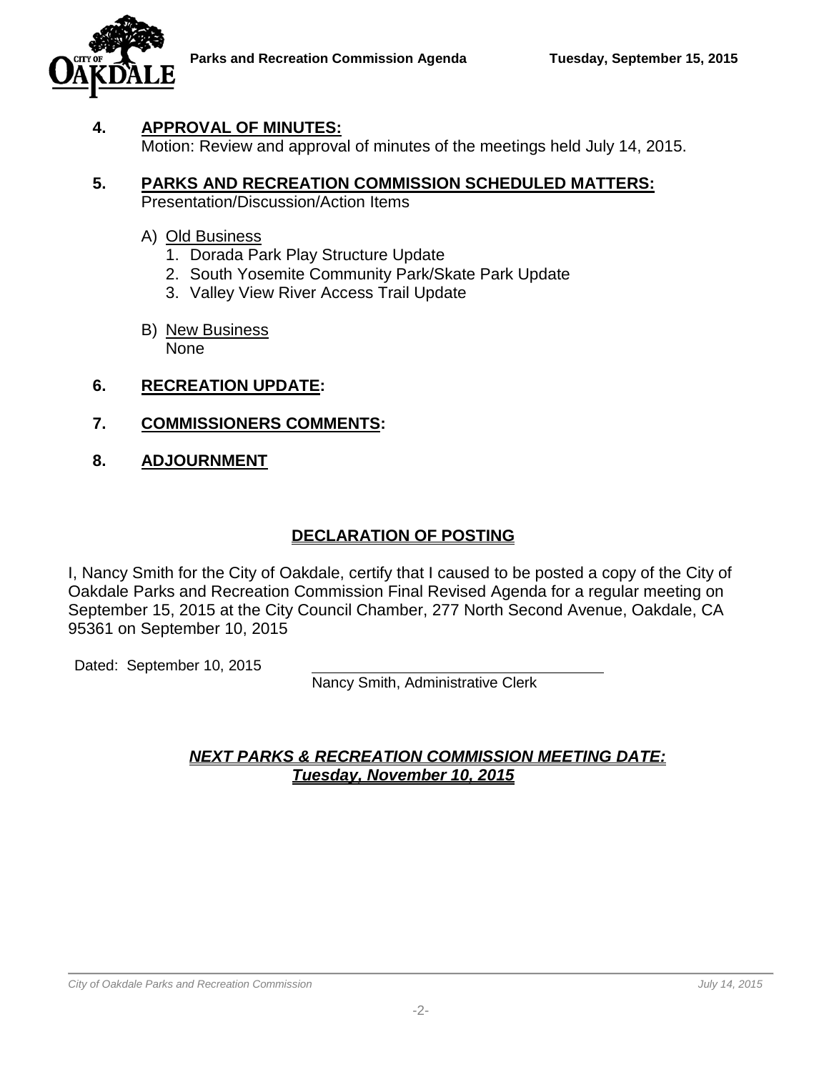**4. APPROVAL OF MINUTES:**
Motion: Review and approval of minutes of the meetings held July 14, 2015.

**5. PARKS AND RECREATION COMMISSION SCHEDULED MATTERS:**
Presentation/Discussion/Action Items

A) Old Business
1. Dorada Park Play Structure Update
2. South Yosemite Community Park/Skate Park Update
3. Valley View River Access Trail Update

B) New Business
None

**6. RECREATION UPDATE:**

**7. COMMISSIONERS COMMENTS:**

**8. ADJOURNMENT**

## DECLARATION OF POSTING

I, Nancy Smith for the City of Oakdale, certify that I caused to be posted a copy of the City of Oakdale Parks and Recreation Commission Final Revised Agenda for a regular meeting on September 15, 2015 at the City Council Chamber, 277 North Second Avenue, Oakdale, CA 95361 on September 10, 2015

Dated: September 10, 2015

Nancy Smith, Administrative Clerk

***NEXT PARKS & RECREATION COMMISSION MEETING DATE:***
***Tuesday, November 10, 2015***